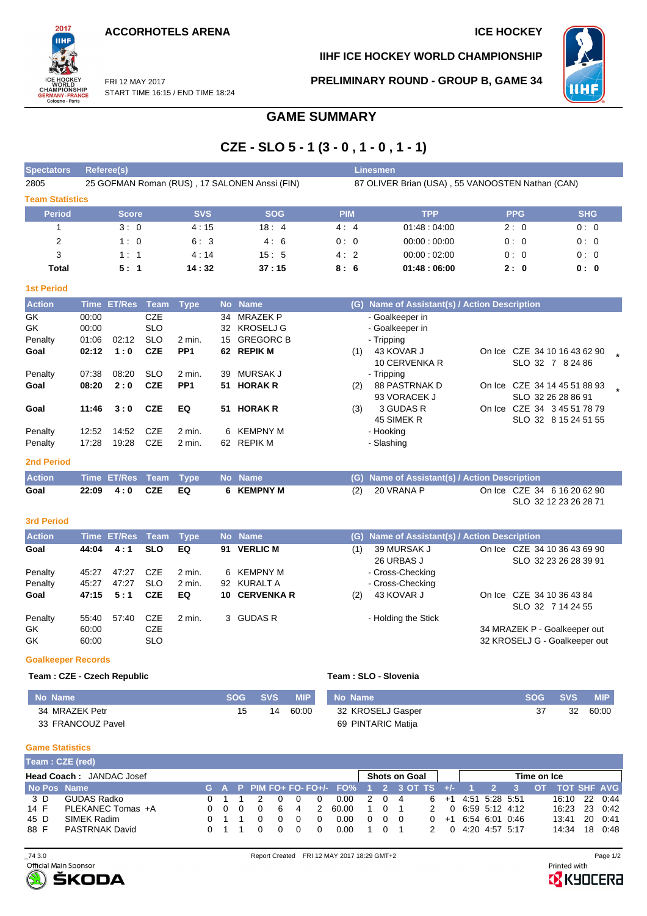ACCORHOTELS ARENA

ICE HOCKEY

IIHF ICE HOCKEY WORLD CHAMPIONSHIP

FRI 12 MAY 2017
START TIME 16:15 / END TIME 18:24

PRELIMINARY ROUND - GROUP B, GAME 34

# GAME SUMMARY

## CZE - SLO 5 - 1 (3 - 0 , 1 - 0 , 1 - 1)

| Spectators | Referee(s) | Linesmen |
|---|---|---|
| 2805 | 25 GOFMAN Roman (RUS) , 17 SALONEN Anssi (FIN) | 87 OLIVER Brian (USA) , 55 VANOOSTEN Nathan (CAN) |

### Team Statistics

| Period | Score | SVS | SOG | PIM | TPP | PPG | SHG |
|---|---|---|---|---|---|---|---|
| 1 | 3 : 0 | 4 : 15 | 18 : 4 | 4 : 4 | 01:48 : 04:00 | 2 : 0 | 0 : 0 |
| 2 | 1 : 0 | 6 : 3 | 4 : 6 | 0 : 0 | 00:00 : 00:00 | 0 : 0 | 0 : 0 |
| 3 | 1 : 1 | 4 : 14 | 15 : 5 | 4 : 2 | 00:00 : 02:00 | 0 : 0 | 0 : 0 |
| **Total** | **5 : 1** | **14 : 32** | **37 : 15** | **8 : 6** | **01:48 : 06:00** | **2 : 0** | **0 : 0** |

### 1st Period

| Action | Time | ET/Res | Team | Type | No | Name | (G) | Name of Assistant(s) / Action Description | On Ice |
|---|---|---|---|---|---|---|---|---|---|
| GK | 00:00 | | CZE | | 34 | MRAZEK P | | - Goalkeeper in | |
| GK | 00:00 | | SLO | | 32 | KROSELJ G | | - Goalkeeper in | |
| Penalty | 01:06 | 02:12 | SLO | 2 min. | 15 | GREGORC B | | - Tripping | |
| **Goal** | **02:12** | **1 : 0** | **CZE** | **PP1** | **62** | **REPIK M** | (1) | 43 KOVAR J, 10 CERVENKA R | CZE 34 10 16 43 62 90; SLO 32 7 8 24 86 * |
| Penalty | 07:38 | 08:20 | SLO | 2 min. | 39 | MURSAK J | | - Tripping | |
| **Goal** | **08:20** | **2 : 0** | **CZE** | **PP1** | **51** | **HORAK R** | (2) | 88 PASTRNAK D, 93 VORACEK J | CZE 34 14 45 51 88 93; SLO 32 26 28 86 91 * |
| **Goal** | **11:46** | **3 : 0** | **CZE** | **EQ** | **51** | **HORAK R** | (3) | 3 GUDAS R, 45 SIMEK R | CZE 34 3 45 51 78 79; SLO 32 8 15 24 51 55 |
| Penalty | 12:52 | 14:52 | CZE | 2 min. | 6 | KEMPNY M | | - Hooking | |
| Penalty | 17:28 | 19:28 | CZE | 2 min. | 62 | REPIK M | | - Slashing | |

### 2nd Period

| Action | Time | ET/Res | Team | Type | No | Name | (G) | Name of Assistant(s) / Action Description | On Ice |
|---|---|---|---|---|---|---|---|---|---|
| **Goal** | **22:09** | **4 : 0** | **CZE** | **EQ** | **6** | **KEMPNY M** | (2) | 20 VRANA P | CZE 34 6 16 20 62 90; SLO 32 12 23 26 28 71 |

### 3rd Period

| Action | Time | ET/Res | Team | Type | No | Name | (G) | Name of Assistant(s) / Action Description | On Ice |
|---|---|---|---|---|---|---|---|---|---|
| **Goal** | **44:04** | **4 : 1** | **SLO** | **EQ** | **91** | **VERLIC M** | (1) | 39 MURSAK J, 26 URBAS J | CZE 34 10 36 43 69 90; SLO 32 23 26 28 39 91 |
| Penalty | 45:27 | 47:27 | CZE | 2 min. | 6 | KEMPNY M | | - Cross-Checking | |
| Penalty | 45:27 | 47:27 | SLO | 2 min. | 92 | KURALT A | | - Cross-Checking | |
| **Goal** | **47:15** | **5 : 1** | **CZE** | **EQ** | **10** | **CERVENKA R** | (2) | 43 KOVAR J | CZE 34 10 36 43 84; SLO 32 7 14 24 55 |
| Penalty | 55:40 | 57:40 | CZE | 2 min. | 3 | GUDAS R | | - Holding the Stick | |
| GK | 60:00 | | CZE | | | | | | 34 MRAZEK P - Goalkeeper out |
| GK | 60:00 | | SLO | | | | | | 32 KROSELJ G - Goalkeeper out |

### Goalkeeper Records

**Team : CZE - Czech Republic**

| No Name | SOG | SVS | MIP |
|---|---|---|---|
| 34 MRAZEK Petr | 15 | 14 | 60:00 |
| 33 FRANCOUZ Pavel | | | |

**Team : SLO - Slovenia**

| No Name | SOG | SVS | MIP |
|---|---|---|---|
| 32 KROSELJ Gasper | 37 | 32 | 60:00 |
| 69 PINTARIC Matija | | | |

### Game Statistics

**Team : CZE (red)**

**Head Coach :** JANDAC Josef

| No | Pos | Name | G | A | P | PIM | FO+ | FO- | FO+/- | FO% | SOG 1 | SOG 2 | SOG 3 | SOG OT | SOG TS | +/- | TOI 1 | TOI 2 | TOI 3 | TOI OT | TOT | SHF | AVG |
|---|---|---|---|---|---|---|---|---|---|---|---|---|---|---|---|---|---|---|---|---|---|---|---|
| 3 | D | GUDAS Radko | 0 | 1 | 1 | 2 | 0 | 0 | 0 | 0.00 | 2 | 0 | 4 | | 6 | +1 | 4:51 | 5:28 | 5:51 | | 16:10 | 22 | 0:44 |
| 14 | F | PLEKANEC Tomas +A | 0 | 0 | 0 | 0 | 6 | 4 | 2 | 60.00 | 1 | 0 | 1 | | 2 | 0 | 6:59 | 5:12 | 4:12 | | 16:23 | 23 | 0:42 |
| 45 | D | SIMEK Radim | 0 | 1 | 1 | 0 | 0 | 0 | 0 | 0.00 | 0 | 0 | 0 | | 0 | +1 | 6:54 | 6:01 | 0:46 | | 13:41 | 20 | 0:41 |
| 88 | F | PASTRNAK David | 0 | 1 | 1 | 0 | 0 | 0 | 0 | 0.00 | 1 | 0 | 1 | | 2 | 0 | 4:20 | 4:57 | 5:17 | | 14:34 | 18 | 0:48 |

_74 3.0 Report Created FRI 12 MAY 2017 18:29 GMT+2

Official Main Sponsor ŠKODA — Printed with KYOCERA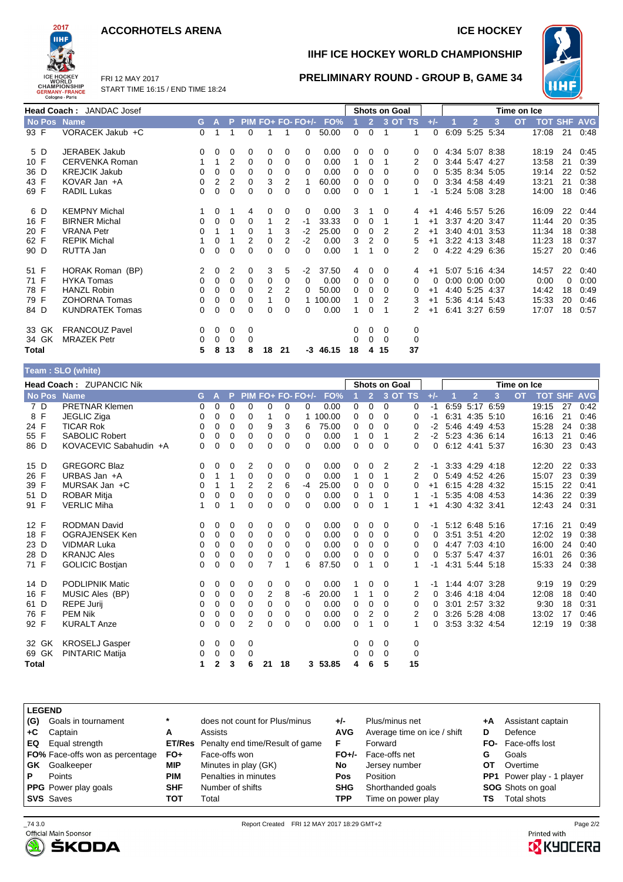**ACCORHOTELS ARENA**

**ICE HOCKEY**

**IIHF ICE HOCKEY WORLD CHAMPIONSHIP**

**PRELIMINARY ROUND - GROUP B, GAME 34**

FRI 12 MAY 2017
START TIME 16:15 / END TIME 18:24

**Head Coach :** JANDAC Josef

| No | Pos | Name | G | A | P | PIM | FO+ | FO- | FO+/- | FO% | SOG 1 | SOG 2 | SOG 3 | SOG OT | SOG TS | +/- | TOI 1 | TOI 2 | TOI 3 | TOI OT | TOT | SHF | AVG |
|---|---|---|---|---|---|---|---|---|---|---|---|---|---|---|---|---|---|---|---|---|---|---|---|
| 93 | F | VORACEK Jakub +C | 0 | 1 | 1 | 0 | 1 | 1 | 0 | 50.00 | 0 | 0 | 1 | | 1 | 0 | 6:09 | 5:25 | 5:34 | | 17:08 | 21 | 0:48 |
| 5 | D | JERABEK Jakub | 0 | 0 | 0 | 0 | 0 | 0 | 0 | 0.00 | 0 | 0 | 0 | | 0 | 0 | 4:34 | 5:07 | 8:38 | | 18:19 | 24 | 0:45 |
| 10 | F | CERVENKA Roman | 1 | 1 | 2 | 0 | 0 | 0 | 0 | 0.00 | 1 | 0 | 1 | | 2 | 0 | 3:44 | 5:47 | 4:27 | | 13:58 | 21 | 0:39 |
| 36 | D | KREJCIK Jakub | 0 | 0 | 0 | 0 | 0 | 0 | 0 | 0.00 | 0 | 0 | 0 | | 0 | 0 | 5:35 | 8:34 | 5:05 | | 19:14 | 22 | 0:52 |
| 43 | F | KOVAR Jan +A | 0 | 2 | 2 | 0 | 3 | 2 | 1 | 60.00 | 0 | 0 | 0 | | 0 | 0 | 3:34 | 4:58 | 4:49 | | 13:21 | 21 | 0:38 |
| 69 | F | RADIL Lukas | 0 | 0 | 0 | 0 | 0 | 0 | 0 | 0.00 | 0 | 0 | 1 | | 1 | -1 | 5:24 | 5:08 | 3:28 | | 14:00 | 18 | 0:46 |
| 6 | D | KEMPNY Michal | 1 | 0 | 1 | 4 | 0 | 0 | 0 | 0.00 | 3 | 1 | 0 | | 4 | +1 | 4:46 | 5:57 | 5:26 | | 16:09 | 22 | 0:44 |
| 16 | F | BIRNER Michal | 0 | 0 | 0 | 0 | 1 | 2 | -1 | 33.33 | 0 | 0 | 1 | | 1 | +1 | 3:37 | 4:20 | 3:47 | | 11:44 | 20 | 0:35 |
| 20 | F | VRANA Petr | 0 | 1 | 1 | 0 | 1 | 3 | -2 | 25.00 | 0 | 0 | 2 | | 2 | +1 | 3:40 | 4:01 | 3:53 | | 11:34 | 18 | 0:38 |
| 62 | F | REPIK Michal | 1 | 0 | 1 | 2 | 0 | 2 | -2 | 0.00 | 3 | 2 | 0 | | 5 | +1 | 3:22 | 4:13 | 3:48 | | 11:23 | 18 | 0:37 |
| 90 | D | RUTTA Jan | 0 | 0 | 0 | 0 | 0 | 0 | 0 | 0.00 | 1 | 1 | 0 | | 2 | 0 | 4:22 | 4:29 | 6:36 | | 15:27 | 20 | 0:46 |
| 51 | F | HORAK Roman (BP) | 2 | 0 | 2 | 0 | 3 | 5 | -2 | 37.50 | 4 | 0 | 0 | | 4 | +1 | 5:07 | 5:16 | 4:34 | | 14:57 | 22 | 0:40 |
| 71 | F | HYKA Tomas | 0 | 0 | 0 | 0 | 0 | 0 | 0 | 0.00 | 0 | 0 | 0 | | 0 | 0 | 0:00 | 0:00 | 0:00 | | 0:00 | 0 | 0:00 |
| 78 | F | HANZL Robin | 0 | 0 | 0 | 0 | 2 | 2 | 0 | 50.00 | 0 | 0 | 0 | | 0 | +1 | 4:40 | 5:25 | 4:37 | | 14:42 | 18 | 0:49 |
| 79 | F | ZOHORNA Tomas | 0 | 0 | 0 | 0 | 1 | 0 | 1 | 100.00 | 1 | 0 | 2 | | 3 | +1 | 5:36 | 4:14 | 5:43 | | 15:33 | 20 | 0:46 |
| 84 | D | KUNDRATEK Tomas | 0 | 0 | 0 | 0 | 0 | 0 | 0 | 0.00 | 1 | 0 | 1 | | 2 | +1 | 6:41 | 3:27 | 6:59 | | 17:07 | 18 | 0:57 |
| 33 | GK | FRANCOUZ Pavel | 0 | 0 | 0 | 0 | | | | | 0 | 0 | 0 | | 0 | | | | | | | | |
| 34 | GK | MRAZEK Petr | 0 | 0 | 0 | 0 | | | | | 0 | 0 | 0 | | 0 | | | | | | | | |
| **Total** | | | **5** | **8** | **13** | **8** | **18** | **21** | **-3** | **46.15** | **18** | **4** | **15** | | **37** | | | | | | | | |

**Team : SLO (white)**

**Head Coach :** ZUPANCIC Nik

| No | Pos | Name | G | A | P | PIM | FO+ | FO- | FO+/- | FO% | SOG 1 | SOG 2 | SOG 3 | SOG OT | SOG TS | +/- | TOI 1 | TOI 2 | TOI 3 | TOI OT | TOT | SHF | AVG |
|---|---|---|---|---|---|---|---|---|---|---|---|---|---|---|---|---|---|---|---|---|---|---|---|
| 7 | D | PRETNAR Klemen | 0 | 0 | 0 | 0 | 0 | 0 | 0 | 0.00 | 0 | 0 | 0 | | 0 | -1 | 6:59 | 5:17 | 6:59 | | 19:15 | 27 | 0:42 |
| 8 | F | JEGLIC Ziga | 0 | 0 | 0 | 0 | 1 | 0 | 1 | 100.00 | 0 | 0 | 0 | | 0 | -1 | 6:31 | 4:35 | 5:10 | | 16:16 | 21 | 0:46 |
| 24 | F | TICAR Rok | 0 | 0 | 0 | 0 | 9 | 3 | 6 | 75.00 | 0 | 0 | 0 | | 0 | -2 | 5:46 | 4:49 | 4:53 | | 15:28 | 24 | 0:38 |
| 55 | F | SABOLIC Robert | 0 | 0 | 0 | 0 | 0 | 0 | 0 | 0.00 | 1 | 0 | 1 | | 2 | -2 | 5:23 | 4:36 | 6:14 | | 16:13 | 21 | 0:46 |
| 86 | D | KOVACEVIC Sabahudin +A | 0 | 0 | 0 | 0 | 0 | 0 | 0 | 0.00 | 0 | 0 | 0 | | 0 | 0 | 6:12 | 4:41 | 5:37 | | 16:30 | 23 | 0:43 |
| 15 | D | GREGORC Blaz | 0 | 0 | 0 | 2 | 0 | 0 | 0 | 0.00 | 0 | 0 | 2 | | 2 | -1 | 3:33 | 4:29 | 4:18 | | 12:20 | 22 | 0:33 |
| 26 | F | URBAS Jan +A | 0 | 1 | 1 | 0 | 0 | 0 | 0 | 0.00 | 1 | 0 | 1 | | 2 | 0 | 5:49 | 4:52 | 4:26 | | 15:07 | 23 | 0:39 |
| 39 | F | MURSAK Jan +C | 0 | 1 | 1 | 2 | 2 | 6 | -4 | 25.00 | 0 | 0 | 0 | | 0 | +1 | 6:15 | 4:28 | 4:32 | | 15:15 | 22 | 0:41 |
| 51 | D | ROBAR Mitja | 0 | 0 | 0 | 0 | 0 | 0 | 0 | 0.00 | 0 | 1 | 0 | | 1 | -1 | 5:35 | 4:08 | 4:53 | | 14:36 | 22 | 0:39 |
| 91 | F | VERLIC Miha | 1 | 0 | 1 | 0 | 0 | 0 | 0 | 0.00 | 0 | 0 | 1 | | 1 | +1 | 4:30 | 4:32 | 3:41 | | 12:43 | 24 | 0:31 |
| 12 | F | RODMAN David | 0 | 0 | 0 | 0 | 0 | 0 | 0 | 0.00 | 0 | 0 | 0 | | 0 | -1 | 5:12 | 6:48 | 5:16 | | 17:16 | 21 | 0:49 |
| 18 | F | OGRAJENSEK Ken | 0 | 0 | 0 | 0 | 0 | 0 | 0 | 0.00 | 0 | 0 | 0 | | 0 | 0 | 3:51 | 3:51 | 4:20 | | 12:02 | 19 | 0:38 |
| 23 | D | VIDMAR Luka | 0 | 0 | 0 | 0 | 0 | 0 | 0 | 0.00 | 0 | 0 | 0 | | 0 | 0 | 4:47 | 7:03 | 4:10 | | 16:00 | 24 | 0:40 |
| 28 | D | KRANJC Ales | 0 | 0 | 0 | 0 | 0 | 0 | 0 | 0.00 | 0 | 0 | 0 | | 0 | 0 | 5:37 | 5:47 | 4:37 | | 16:01 | 26 | 0:36 |
| 71 | F | GOLICIC Bostjan | 0 | 0 | 0 | 0 | 7 | 1 | 6 | 87.50 | 0 | 1 | 0 | | 1 | -1 | 4:31 | 5:44 | 5:18 | | 15:33 | 24 | 0:38 |
| 14 | D | PODLIPNIK Matic | 0 | 0 | 0 | 0 | 0 | 0 | 0 | 0.00 | 1 | 0 | 0 | | 1 | -1 | 1:44 | 4:07 | 3:28 | | 9:19 | 19 | 0:29 |
| 16 | F | MUSIC Ales (BP) | 0 | 0 | 0 | 0 | 2 | 8 | -6 | 20.00 | 1 | 1 | 0 | | 2 | 0 | 3:46 | 4:18 | 4:04 | | 12:08 | 18 | 0:40 |
| 61 | D | REPE Jurij | 0 | 0 | 0 | 0 | 0 | 0 | 0 | 0.00 | 0 | 0 | 0 | | 0 | 0 | 3:01 | 2:57 | 3:32 | | 9:30 | 18 | 0:31 |
| 76 | F | PEM Nik | 0 | 0 | 0 | 0 | 0 | 0 | 0 | 0.00 | 0 | 2 | 0 | | 2 | 0 | 3:26 | 5:28 | 4:08 | | 13:02 | 17 | 0:46 |
| 92 | F | KURALT Anze | 0 | 0 | 0 | 2 | 0 | 0 | 0 | 0.00 | 0 | 1 | 0 | | 1 | 0 | 3:53 | 3:32 | 4:54 | | 12:19 | 19 | 0:38 |
| 32 | GK | KROSELJ Gasper | 0 | 0 | 0 | 0 | | | | | 0 | 0 | 0 | | 0 | | | | | | | | |
| 69 | GK | PINTARIC Matija | 0 | 0 | 0 | 0 | | | | | 0 | 0 | 0 | | 0 | | | | | | | | |
| **Total** | | | **1** | **2** | **3** | **6** | **21** | **18** | **3** | **53.85** | **4** | **6** | **5** | | **15** | | | | | | | | |

**LEGEND**

| | | | | | | | |
|---|---|---|---|---|---|---|---|
| (G) | Goals in tournament | * | does not count for Plus/minus | +/- | Plus/minus net | +A | Assistant captain |
| +C | Captain | A | Assists | AVG | Average time on ice / shift | D | Defence |
| EQ | Equal strength | ET/Res | Penalty end time/Result of game | F | Forward | FO- | Face-offs lost |
| FO% | Face-offs won as percentage | FO+ | Face-offs won | FO+/- | Face-offs net | G | Goals |
| GK | Goalkeeper | MIP | Minutes in play (GK) | No | Jersey number | OT | Overtime |
| P | Points | PIM | Penalties in minutes | Pos | Position | PP1 | Power play - 1 player |
| PPG | Power play goals | SHF | Number of shifts | SHG | Shorthanded goals | SOG | Shots on goal |
| SVS | Saves | TOT | Total | TPP | Time on power play | TS | Total shots |

_74 3.0 Report Created FRI 12 MAY 2017 18:29 GMT+2

Official Main Sponsor ŠKODA
Printed with KYOCERA